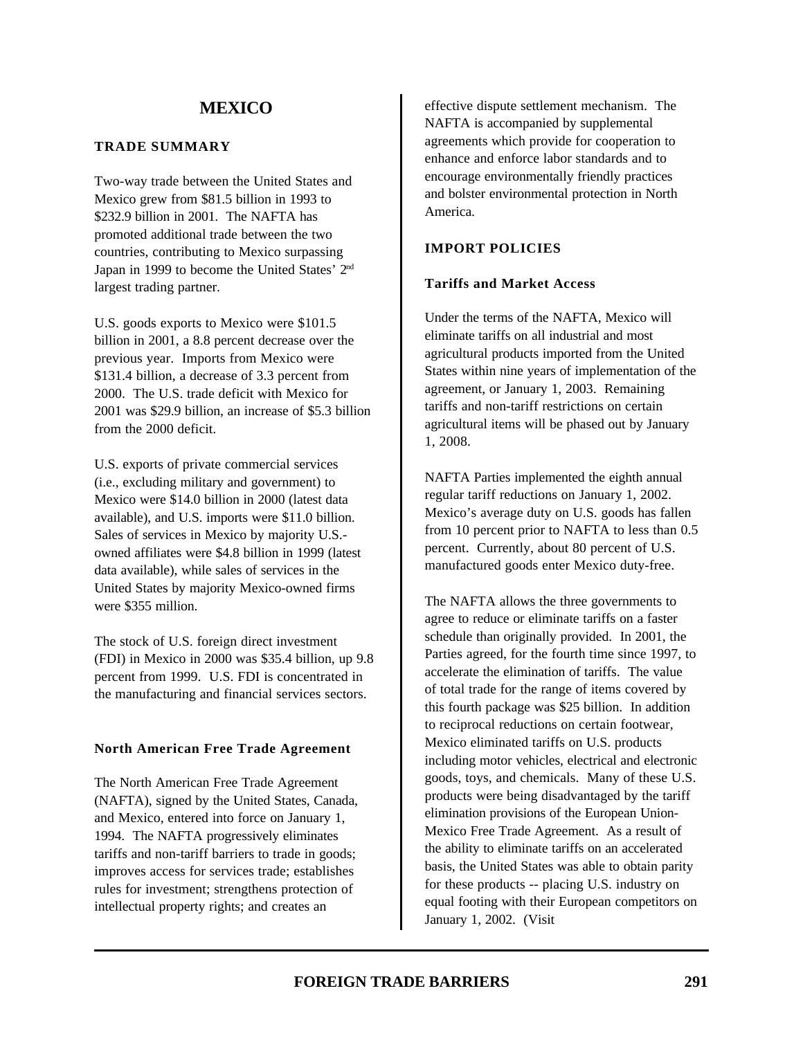# MEXICO

## TRADE SUMMARY

Two-way trade between the United States and Mexico grew from $81.5 billion in 1993 to $232.9 billion in 2001. The NAFTA has promoted additional trade between the two countries, contributing to Mexico surpassing Japan in 1999 to become the United States' 2nd largest trading partner.

U.S. goods exports to Mexico were $101.5 billion in 2001, a 8.8 percent decrease over the previous year. Imports from Mexico were $131.4 billion, a decrease of 3.3 percent from 2000. The U.S. trade deficit with Mexico for 2001 was $29.9 billion, an increase of $5.3 billion from the 2000 deficit.

U.S. exports of private commercial services (i.e., excluding military and government) to Mexico were $14.0 billion in 2000 (latest data available), and U.S. imports were $11.0 billion. Sales of services in Mexico by majority U.S.-owned affiliates were $4.8 billion in 1999 (latest data available), while sales of services in the United States by majority Mexico-owned firms were $355 million.

The stock of U.S. foreign direct investment (FDI) in Mexico in 2000 was $35.4 billion, up 9.8 percent from 1999. U.S. FDI is concentrated in the manufacturing and financial services sectors.

### North American Free Trade Agreement

The North American Free Trade Agreement (NAFTA), signed by the United States, Canada, and Mexico, entered into force on January 1, 1994. The NAFTA progressively eliminates tariffs and non-tariff barriers to trade in goods; improves access for services trade; establishes rules for investment; strengthens protection of intellectual property rights; and creates an effective dispute settlement mechanism. The NAFTA is accompanied by supplemental agreements which provide for cooperation to enhance and enforce labor standards and to encourage environmentally friendly practices and bolster environmental protection in North America.

## IMPORT POLICIES

### Tariffs and Market Access

Under the terms of the NAFTA, Mexico will eliminate tariffs on all industrial and most agricultural products imported from the United States within nine years of implementation of the agreement, or January 1, 2003. Remaining tariffs and non-tariff restrictions on certain agricultural items will be phased out by January 1, 2008.

NAFTA Parties implemented the eighth annual regular tariff reductions on January 1, 2002. Mexico's average duty on U.S. goods has fallen from 10 percent prior to NAFTA to less than 0.5 percent. Currently, about 80 percent of U.S. manufactured goods enter Mexico duty-free.

The NAFTA allows the three governments to agree to reduce or eliminate tariffs on a faster schedule than originally provided. In 2001, the Parties agreed, for the fourth time since 1997, to accelerate the elimination of tariffs. The value of total trade for the range of items covered by this fourth package was $25 billion. In addition to reciprocal reductions on certain footwear, Mexico eliminated tariffs on U.S. products including motor vehicles, electrical and electronic goods, toys, and chemicals. Many of these U.S. products were being disadvantaged by the tariff elimination provisions of the European Union-Mexico Free Trade Agreement. As a result of the ability to eliminate tariffs on an accelerated basis, the United States was able to obtain parity for these products -- placing U.S. industry on equal footing with their European competitors on January 1, 2002. (Visit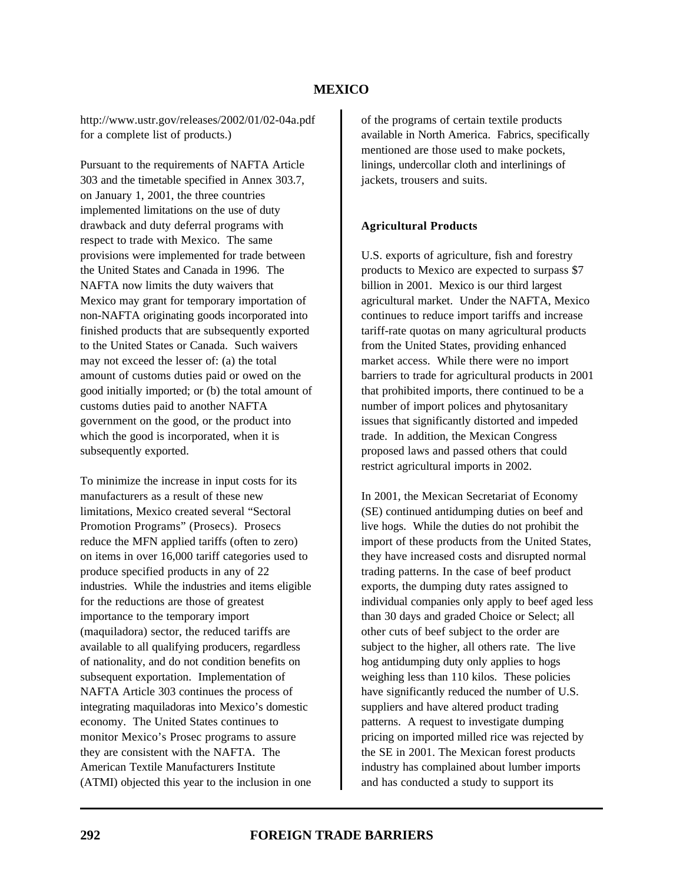http://www.ustr.gov/releases/2002/01/02-04a.pdf for a complete list of products.)

Pursuant to the requirements of NAFTA Article 303 and the timetable specified in Annex 303.7, on January 1, 2001, the three countries implemented limitations on the use of duty drawback and duty deferral programs with respect to trade with Mexico. The same provisions were implemented for trade between the United States and Canada in 1996. The NAFTA now limits the duty waivers that Mexico may grant for temporary importation of non-NAFTA originating goods incorporated into finished products that are subsequently exported to the United States or Canada. Such waivers may not exceed the lesser of: (a) the total amount of customs duties paid or owed on the good initially imported; or (b) the total amount of customs duties paid to another NAFTA government on the good, or the product into which the good is incorporated, when it is subsequently exported.

To minimize the increase in input costs for its manufacturers as a result of these new limitations, Mexico created several "Sectoral Promotion Programs" (Prosecs). Prosecs reduce the MFN applied tariffs (often to zero) on items in over 16,000 tariff categories used to produce specified products in any of 22 industries. While the industries and items eligible for the reductions are those of greatest importance to the temporary import (maquiladora) sector, the reduced tariffs are available to all qualifying producers, regardless of nationality, and do not condition benefits on subsequent exportation. Implementation of NAFTA Article 303 continues the process of integrating maquiladoras into Mexico's domestic economy. The United States continues to monitor Mexico's Prosec programs to assure they are consistent with the NAFTA. The American Textile Manufacturers Institute (ATMI) objected this year to the inclusion in one of the programs of certain textile products available in North America. Fabrics, specifically mentioned are those used to make pockets, linings, undercollar cloth and interlinings of jackets, trousers and suits.

### Agricultural Products

U.S. exports of agriculture, fish and forestry products to Mexico are expected to surpass $7 billion in 2001. Mexico is our third largest agricultural market. Under the NAFTA, Mexico continues to reduce import tariffs and increase tariff-rate quotas on many agricultural products from the United States, providing enhanced market access. While there were no import barriers to trade for agricultural products in 2001 that prohibited imports, there continued to be a number of import polices and phytosanitary issues that significantly distorted and impeded trade. In addition, the Mexican Congress proposed laws and passed others that could restrict agricultural imports in 2002.

In 2001, the Mexican Secretariat of Economy (SE) continued antidumping duties on beef and live hogs. While the duties do not prohibit the import of these products from the United States, they have increased costs and disrupted normal trading patterns. In the case of beef product exports, the dumping duty rates assigned to individual companies only apply to beef aged less than 30 days and graded Choice or Select; all other cuts of beef subject to the order are subject to the higher, all others rate. The live hog antidumping duty only applies to hogs weighing less than 110 kilos. These policies have significantly reduced the number of U.S. suppliers and have altered product trading patterns. A request to investigate dumping pricing on imported milled rice was rejected by the SE in 2001. The Mexican forest products industry has complained about lumber imports and has conducted a study to support its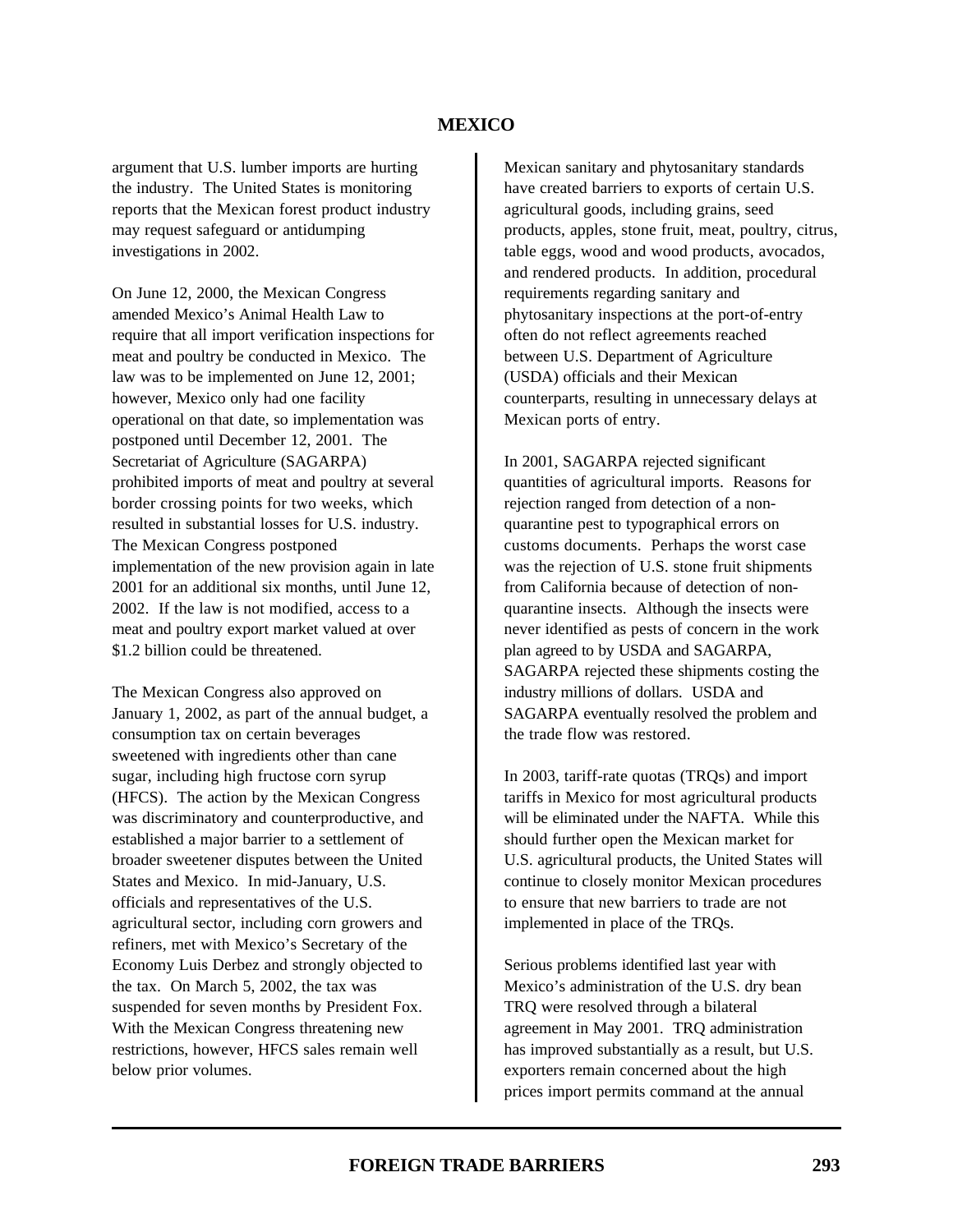argument that U.S. lumber imports are hurting the industry. The United States is monitoring reports that the Mexican forest product industry may request safeguard or antidumping investigations in 2002.

On June 12, 2000, the Mexican Congress amended Mexico's Animal Health Law to require that all import verification inspections for meat and poultry be conducted in Mexico. The law was to be implemented on June 12, 2001; however, Mexico only had one facility operational on that date, so implementation was postponed until December 12, 2001. The Secretariat of Agriculture (SAGARPA) prohibited imports of meat and poultry at several border crossing points for two weeks, which resulted in substantial losses for U.S. industry. The Mexican Congress postponed implementation of the new provision again in late 2001 for an additional six months, until June 12, 2002. If the law is not modified, access to a meat and poultry export market valued at over $1.2 billion could be threatened.

The Mexican Congress also approved on January 1, 2002, as part of the annual budget, a consumption tax on certain beverages sweetened with ingredients other than cane sugar, including high fructose corn syrup (HFCS). The action by the Mexican Congress was discriminatory and counterproductive, and established a major barrier to a settlement of broader sweetener disputes between the United States and Mexico. In mid-January, U.S. officials and representatives of the U.S. agricultural sector, including corn growers and refiners, met with Mexico's Secretary of the Economy Luis Derbez and strongly objected to the tax. On March 5, 2002, the tax was suspended for seven months by President Fox. With the Mexican Congress threatening new restrictions, however, HFCS sales remain well below prior volumes.

Mexican sanitary and phytosanitary standards have created barriers to exports of certain U.S. agricultural goods, including grains, seed products, apples, stone fruit, meat, poultry, citrus, table eggs, wood and wood products, avocados, and rendered products. In addition, procedural requirements regarding sanitary and phytosanitary inspections at the port-of-entry often do not reflect agreements reached between U.S. Department of Agriculture (USDA) officials and their Mexican counterparts, resulting in unnecessary delays at Mexican ports of entry.

In 2001, SAGARPA rejected significant quantities of agricultural imports. Reasons for rejection ranged from detection of a non-quarantine pest to typographical errors on customs documents. Perhaps the worst case was the rejection of U.S. stone fruit shipments from California because of detection of non-quarantine insects. Although the insects were never identified as pests of concern in the work plan agreed to by USDA and SAGARPA, SAGARPA rejected these shipments costing the industry millions of dollars. USDA and SAGARPA eventually resolved the problem and the trade flow was restored.

In 2003, tariff-rate quotas (TRQs) and import tariffs in Mexico for most agricultural products will be eliminated under the NAFTA. While this should further open the Mexican market for U.S. agricultural products, the United States will continue to closely monitor Mexican procedures to ensure that new barriers to trade are not implemented in place of the TRQs.

Serious problems identified last year with Mexico's administration of the U.S. dry bean TRQ were resolved through a bilateral agreement in May 2001. TRQ administration has improved substantially as a result, but U.S. exporters remain concerned about the high prices import permits command at the annual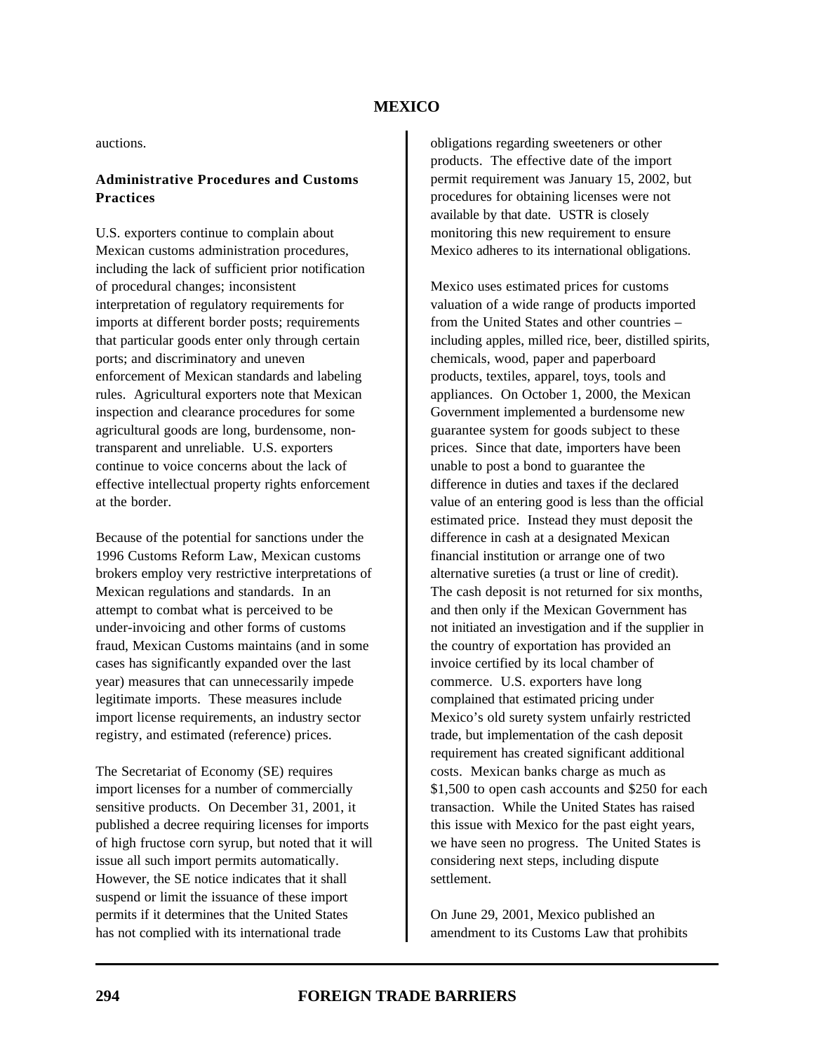auctions.

**Administrative Procedures and Customs Practices**

U.S. exporters continue to complain about Mexican customs administration procedures, including the lack of sufficient prior notification of procedural changes; inconsistent interpretation of regulatory requirements for imports at different border posts; requirements that particular goods enter only through certain ports; and discriminatory and uneven enforcement of Mexican standards and labeling rules. Agricultural exporters note that Mexican inspection and clearance procedures for some agricultural goods are long, burdensome, non-transparent and unreliable. U.S. exporters continue to voice concerns about the lack of effective intellectual property rights enforcement at the border.

Because of the potential for sanctions under the 1996 Customs Reform Law, Mexican customs brokers employ very restrictive interpretations of Mexican regulations and standards. In an attempt to combat what is perceived to be under-invoicing and other forms of customs fraud, Mexican Customs maintains (and in some cases has significantly expanded over the last year) measures that can unnecessarily impede legitimate imports. These measures include import license requirements, an industry sector registry, and estimated (reference) prices.

The Secretariat of Economy (SE) requires import licenses for a number of commercially sensitive products. On December 31, 2001, it published a decree requiring licenses for imports of high fructose corn syrup, but noted that it will issue all such import permits automatically. However, the SE notice indicates that it shall suspend or limit the issuance of these import permits if it determines that the United States has not complied with its international trade obligations regarding sweeteners or other products. The effective date of the import permit requirement was January 15, 2002, but procedures for obtaining licenses were not available by that date. USTR is closely monitoring this new requirement to ensure Mexico adheres to its international obligations.

Mexico uses estimated prices for customs valuation of a wide range of products imported from the United States and other countries – including apples, milled rice, beer, distilled spirits, chemicals, wood, paper and paperboard products, textiles, apparel, toys, tools and appliances. On October 1, 2000, the Mexican Government implemented a burdensome new guarantee system for goods subject to these prices. Since that date, importers have been unable to post a bond to guarantee the difference in duties and taxes if the declared value of an entering good is less than the official estimated price. Instead they must deposit the difference in cash at a designated Mexican financial institution or arrange one of two alternative sureties (a trust or line of credit). The cash deposit is not returned for six months, and then only if the Mexican Government has not initiated an investigation and if the supplier in the country of exportation has provided an invoice certified by its local chamber of commerce. U.S. exporters have long complained that estimated pricing under Mexico's old surety system unfairly restricted trade, but implementation of the cash deposit requirement has created significant additional costs. Mexican banks charge as much as $1,500 to open cash accounts and $250 for each transaction. While the United States has raised this issue with Mexico for the past eight years, we have seen no progress. The United States is considering next steps, including dispute settlement.

On June 29, 2001, Mexico published an amendment to its Customs Law that prohibits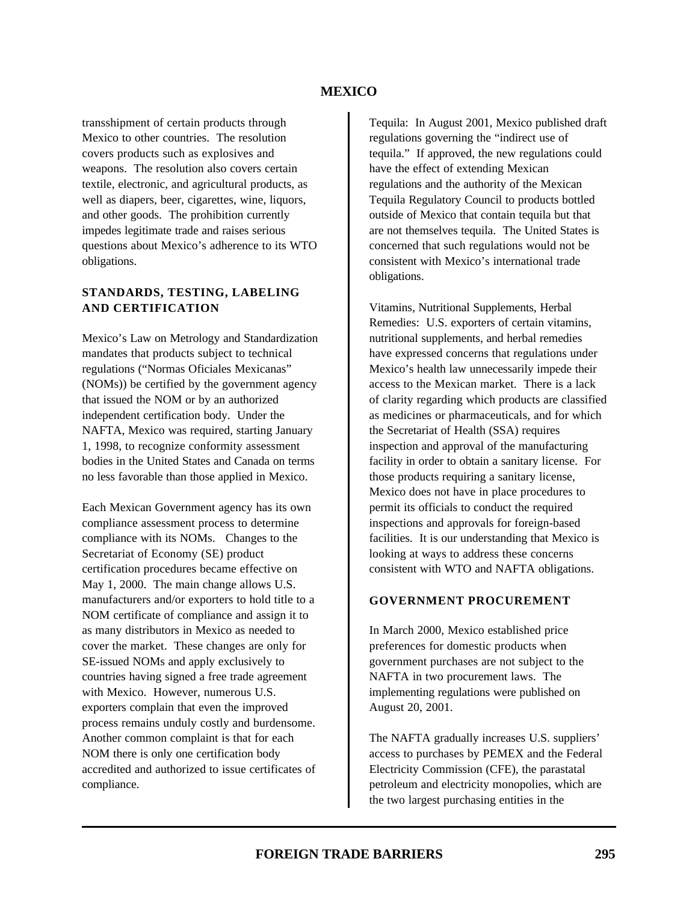transshipment of certain products through Mexico to other countries. The resolution covers products such as explosives and weapons. The resolution also covers certain textile, electronic, and agricultural products, as well as diapers, beer, cigarettes, wine, liquors, and other goods. The prohibition currently impedes legitimate trade and raises serious questions about Mexico's adherence to its WTO obligations.

## STANDARDS, TESTING, LABELING AND CERTIFICATION

Mexico's Law on Metrology and Standardization mandates that products subject to technical regulations ("Normas Oficiales Mexicanas" (NOMs)) be certified by the government agency that issued the NOM or by an authorized independent certification body. Under the NAFTA, Mexico was required, starting January 1, 1998, to recognize conformity assessment bodies in the United States and Canada on terms no less favorable than those applied in Mexico.

Each Mexican Government agency has its own compliance assessment process to determine compliance with its NOMs. Changes to the Secretariat of Economy (SE) product certification procedures became effective on May 1, 2000. The main change allows U.S. manufacturers and/or exporters to hold title to a NOM certificate of compliance and assign it to as many distributors in Mexico as needed to cover the market. These changes are only for SE-issued NOMs and apply exclusively to countries having signed a free trade agreement with Mexico. However, numerous U.S. exporters complain that even the improved process remains unduly costly and burdensome. Another common complaint is that for each NOM there is only one certification body accredited and authorized to issue certificates of compliance.

Tequila: In August 2001, Mexico published draft regulations governing the "indirect use of tequila." If approved, the new regulations could have the effect of extending Mexican regulations and the authority of the Mexican Tequila Regulatory Council to products bottled outside of Mexico that contain tequila but that are not themselves tequila. The United States is concerned that such regulations would not be consistent with Mexico's international trade obligations.

Vitamins, Nutritional Supplements, Herbal Remedies: U.S. exporters of certain vitamins, nutritional supplements, and herbal remedies have expressed concerns that regulations under Mexico's health law unnecessarily impede their access to the Mexican market. There is a lack of clarity regarding which products are classified as medicines or pharmaceuticals, and for which the Secretariat of Health (SSA) requires inspection and approval of the manufacturing facility in order to obtain a sanitary license. For those products requiring a sanitary license, Mexico does not have in place procedures to permit its officials to conduct the required inspections and approvals for foreign-based facilities. It is our understanding that Mexico is looking at ways to address these concerns consistent with WTO and NAFTA obligations.

## GOVERNMENT PROCUREMENT

In March 2000, Mexico established price preferences for domestic products when government purchases are not subject to the NAFTA in two procurement laws. The implementing regulations were published on August 20, 2001.

The NAFTA gradually increases U.S. suppliers' access to purchases by PEMEX and the Federal Electricity Commission (CFE), the parastatal petroleum and electricity monopolies, which are the two largest purchasing entities in the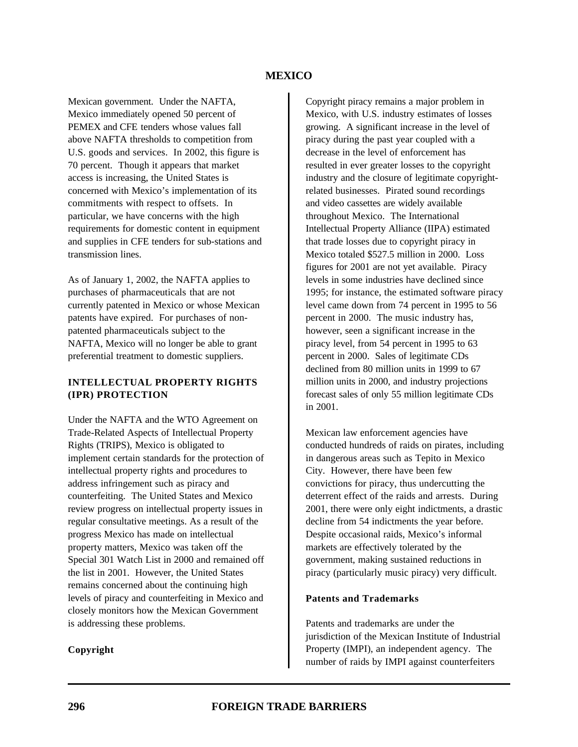Mexican government. Under the NAFTA, Mexico immediately opened 50 percent of PEMEX and CFE tenders whose values fall above NAFTA thresholds to competition from U.S. goods and services. In 2002, this figure is 70 percent. Though it appears that market access is increasing, the United States is concerned with Mexico's implementation of its commitments with respect to offsets. In particular, we have concerns with the high requirements for domestic content in equipment and supplies in CFE tenders for sub-stations and transmission lines.

As of January 1, 2002, the NAFTA applies to purchases of pharmaceuticals that are not currently patented in Mexico or whose Mexican patents have expired. For purchases of non-patented pharmaceuticals subject to the NAFTA, Mexico will no longer be able to grant preferential treatment to domestic suppliers.

## INTELLECTUAL PROPERTY RIGHTS (IPR) PROTECTION

Under the NAFTA and the WTO Agreement on Trade-Related Aspects of Intellectual Property Rights (TRIPS), Mexico is obligated to implement certain standards for the protection of intellectual property rights and procedures to address infringement such as piracy and counterfeiting. The United States and Mexico review progress on intellectual property issues in regular consultative meetings. As a result of the progress Mexico has made on intellectual property matters, Mexico was taken off the Special 301 Watch List in 2000 and remained off the list in 2001. However, the United States remains concerned about the continuing high levels of piracy and counterfeiting in Mexico and closely monitors how the Mexican Government is addressing these problems.

### Copyright

Copyright piracy remains a major problem in Mexico, with U.S. industry estimates of losses growing. A significant increase in the level of piracy during the past year coupled with a decrease in the level of enforcement has resulted in ever greater losses to the copyright industry and the closure of legitimate copyright-related businesses. Pirated sound recordings and video cassettes are widely available throughout Mexico. The International Intellectual Property Alliance (IIPA) estimated that trade losses due to copyright piracy in Mexico totaled $527.5 million in 2000. Loss figures for 2001 are not yet available. Piracy levels in some industries have declined since 1995; for instance, the estimated software piracy level came down from 74 percent in 1995 to 56 percent in 2000. The music industry has, however, seen a significant increase in the piracy level, from 54 percent in 1995 to 63 percent in 2000. Sales of legitimate CDs declined from 80 million units in 1999 to 67 million units in 2000, and industry projections forecast sales of only 55 million legitimate CDs in 2001.

Mexican law enforcement agencies have conducted hundreds of raids on pirates, including in dangerous areas such as Tepito in Mexico City. However, there have been few convictions for piracy, thus undercutting the deterrent effect of the raids and arrests. During 2001, there were only eight indictments, a drastic decline from 54 indictments the year before. Despite occasional raids, Mexico's informal markets are effectively tolerated by the government, making sustained reductions in piracy (particularly music piracy) very difficult.

### Patents and Trademarks

Patents and trademarks are under the jurisdiction of the Mexican Institute of Industrial Property (IMPI), an independent agency. The number of raids by IMPI against counterfeiters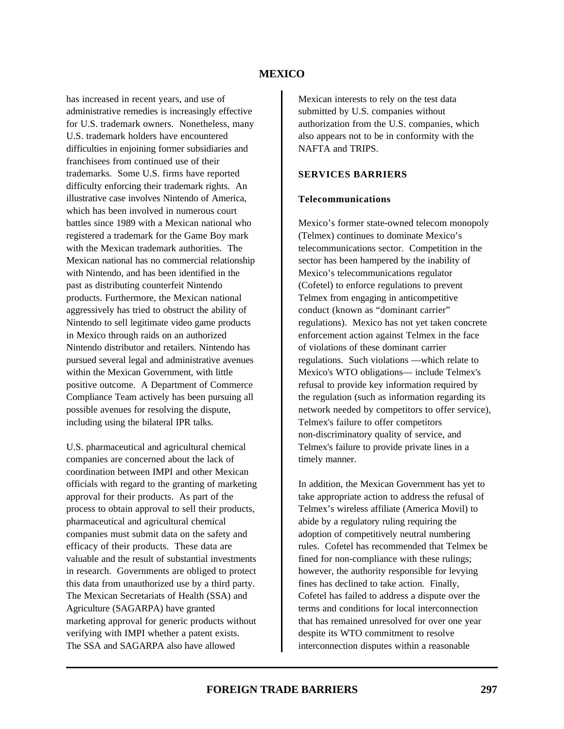has increased in recent years, and use of administrative remedies is increasingly effective for U.S. trademark owners. Nonetheless, many U.S. trademark holders have encountered difficulties in enjoining former subsidiaries and franchisees from continued use of their trademarks. Some U.S. firms have reported difficulty enforcing their trademark rights. An illustrative case involves Nintendo of America, which has been involved in numerous court battles since 1989 with a Mexican national who registered a trademark for the Game Boy mark with the Mexican trademark authorities. The Mexican national has no commercial relationship with Nintendo, and has been identified in the past as distributing counterfeit Nintendo products. Furthermore, the Mexican national aggressively has tried to obstruct the ability of Nintendo to sell legitimate video game products in Mexico through raids on an authorized Nintendo distributor and retailers. Nintendo has pursued several legal and administrative avenues within the Mexican Government, with little positive outcome. A Department of Commerce Compliance Team actively has been pursuing all possible avenues for resolving the dispute, including using the bilateral IPR talks.

U.S. pharmaceutical and agricultural chemical companies are concerned about the lack of coordination between IMPI and other Mexican officials with regard to the granting of marketing approval for their products. As part of the process to obtain approval to sell their products, pharmaceutical and agricultural chemical companies must submit data on the safety and efficacy of their products. These data are valuable and the result of substantial investments in research. Governments are obliged to protect this data from unauthorized use by a third party. The Mexican Secretariats of Health (SSA) and Agriculture (SAGARPA) have granted marketing approval for generic products without verifying with IMPI whether a patent exists. The SSA and SAGARPA also have allowed Mexican interests to rely on the test data submitted by U.S. companies without authorization from the U.S. companies, which also appears not to be in conformity with the NAFTA and TRIPS.

## SERVICES BARRIERS

### Telecommunications

Mexico's former state-owned telecom monopoly (Telmex) continues to dominate Mexico's telecommunications sector. Competition in the sector has been hampered by the inability of Mexico's telecommunications regulator (Cofetel) to enforce regulations to prevent Telmex from engaging in anticompetitive conduct (known as "dominant carrier" regulations). Mexico has not yet taken concrete enforcement action against Telmex in the face of violations of these dominant carrier regulations. Such violations —which relate to Mexico's WTO obligations— include Telmex's refusal to provide key information required by the regulation (such as information regarding its network needed by competitors to offer service), Telmex's failure to offer competitors non-discriminatory quality of service, and Telmex's failure to provide private lines in a timely manner.

In addition, the Mexican Government has yet to take appropriate action to address the refusal of Telmex's wireless affiliate (America Movil) to abide by a regulatory ruling requiring the adoption of competitively neutral numbering rules. Cofetel has recommended that Telmex be fined for non-compliance with these rulings; however, the authority responsible for levying fines has declined to take action. Finally, Cofetel has failed to address a dispute over the terms and conditions for local interconnection that has remained unresolved for over one year despite its WTO commitment to resolve interconnection disputes within a reasonable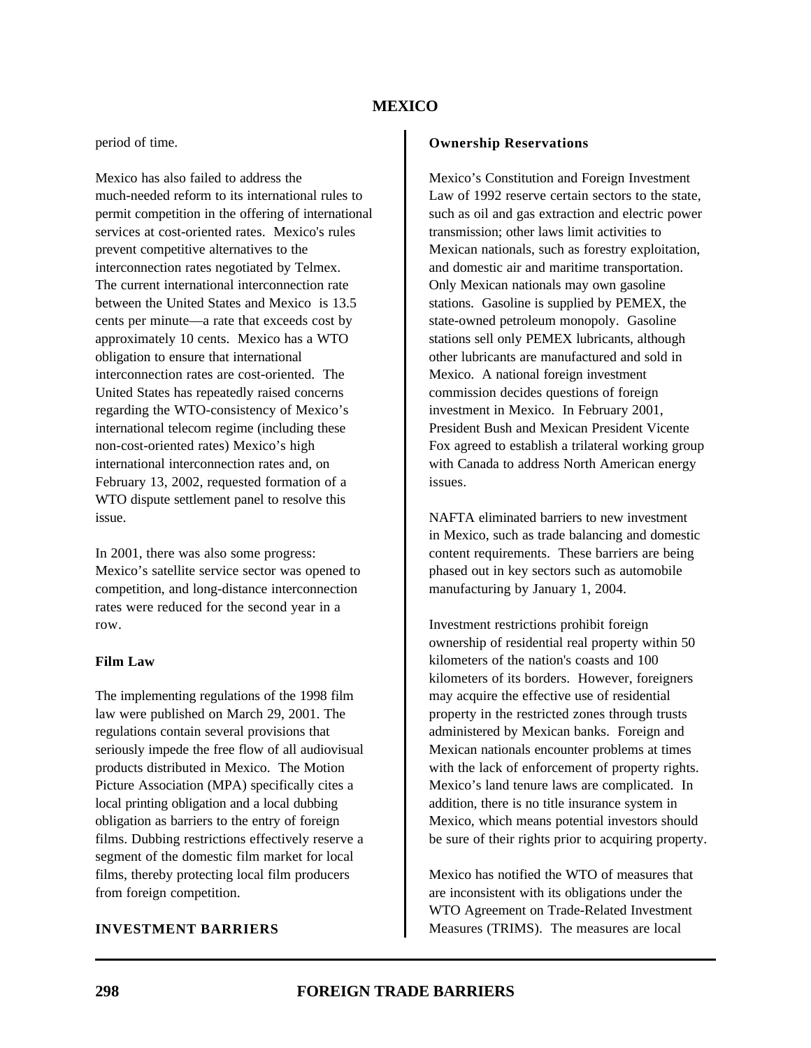period of time.

Mexico has also failed to address the much-needed reform to its international rules to permit competition in the offering of international services at cost-oriented rates. Mexico's rules prevent competitive alternatives to the interconnection rates negotiated by Telmex. The current international interconnection rate between the United States and Mexico is 13.5 cents per minute—a rate that exceeds cost by approximately 10 cents. Mexico has a WTO obligation to ensure that international interconnection rates are cost-oriented. The United States has repeatedly raised concerns regarding the WTO-consistency of Mexico's international telecom regime (including these non-cost-oriented rates) Mexico's high international interconnection rates and, on February 13, 2002, requested formation of a WTO dispute settlement panel to resolve this issue.

In 2001, there was also some progress: Mexico's satellite service sector was opened to competition, and long-distance interconnection rates were reduced for the second year in a row.

**Film Law**

The implementing regulations of the 1998 film law were published on March 29, 2001. The regulations contain several provisions that seriously impede the free flow of all audiovisual products distributed in Mexico. The Motion Picture Association (MPA) specifically cites a local printing obligation and a local dubbing obligation as barriers to the entry of foreign films. Dubbing restrictions effectively reserve a segment of the domestic film market for local films, thereby protecting local film producers from foreign competition.

## INVESTMENT BARRIERS

**Ownership Reservations**

Mexico's Constitution and Foreign Investment Law of 1992 reserve certain sectors to the state, such as oil and gas extraction and electric power transmission; other laws limit activities to Mexican nationals, such as forestry exploitation, and domestic air and maritime transportation. Only Mexican nationals may own gasoline stations. Gasoline is supplied by PEMEX, the state-owned petroleum monopoly. Gasoline stations sell only PEMEX lubricants, although other lubricants are manufactured and sold in Mexico. A national foreign investment commission decides questions of foreign investment in Mexico. In February 2001, President Bush and Mexican President Vicente Fox agreed to establish a trilateral working group with Canada to address North American energy issues.

NAFTA eliminated barriers to new investment in Mexico, such as trade balancing and domestic content requirements. These barriers are being phased out in key sectors such as automobile manufacturing by January 1, 2004.

Investment restrictions prohibit foreign ownership of residential real property within 50 kilometers of the nation's coasts and 100 kilometers of its borders. However, foreigners may acquire the effective use of residential property in the restricted zones through trusts administered by Mexican banks. Foreign and Mexican nationals encounter problems at times with the lack of enforcement of property rights. Mexico's land tenure laws are complicated. In addition, there is no title insurance system in Mexico, which means potential investors should be sure of their rights prior to acquiring property.

Mexico has notified the WTO of measures that are inconsistent with its obligations under the WTO Agreement on Trade-Related Investment Measures (TRIMS). The measures are local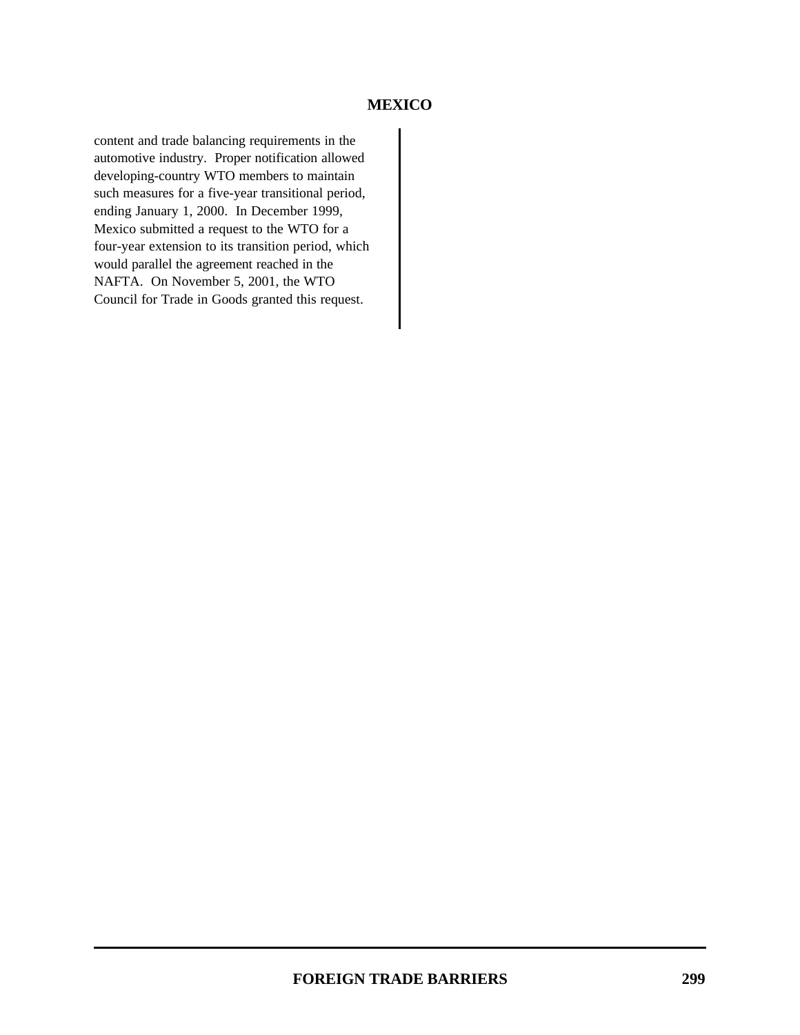content and trade balancing requirements in the automotive industry. Proper notification allowed developing-country WTO members to maintain such measures for a five-year transitional period, ending January 1, 2000. In December 1999, Mexico submitted a request to the WTO for a four-year extension to its transition period, which would parallel the agreement reached in the NAFTA. On November 5, 2001, the WTO Council for Trade in Goods granted this request.